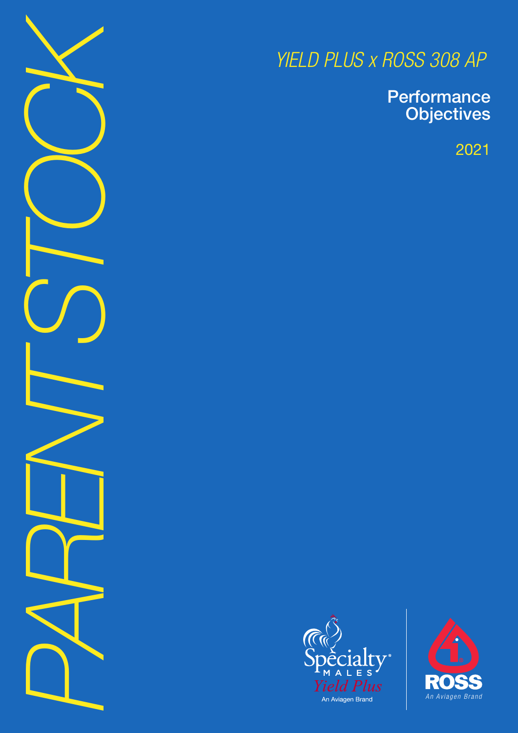# PARENT STOCK

## *YIELD PLUS x ROSS 308 AP*

**Performance Objectives**

2021

Specialty® MALES *Yield Plus* An Aviagen Brand

ROSS *An Aviagen Brand*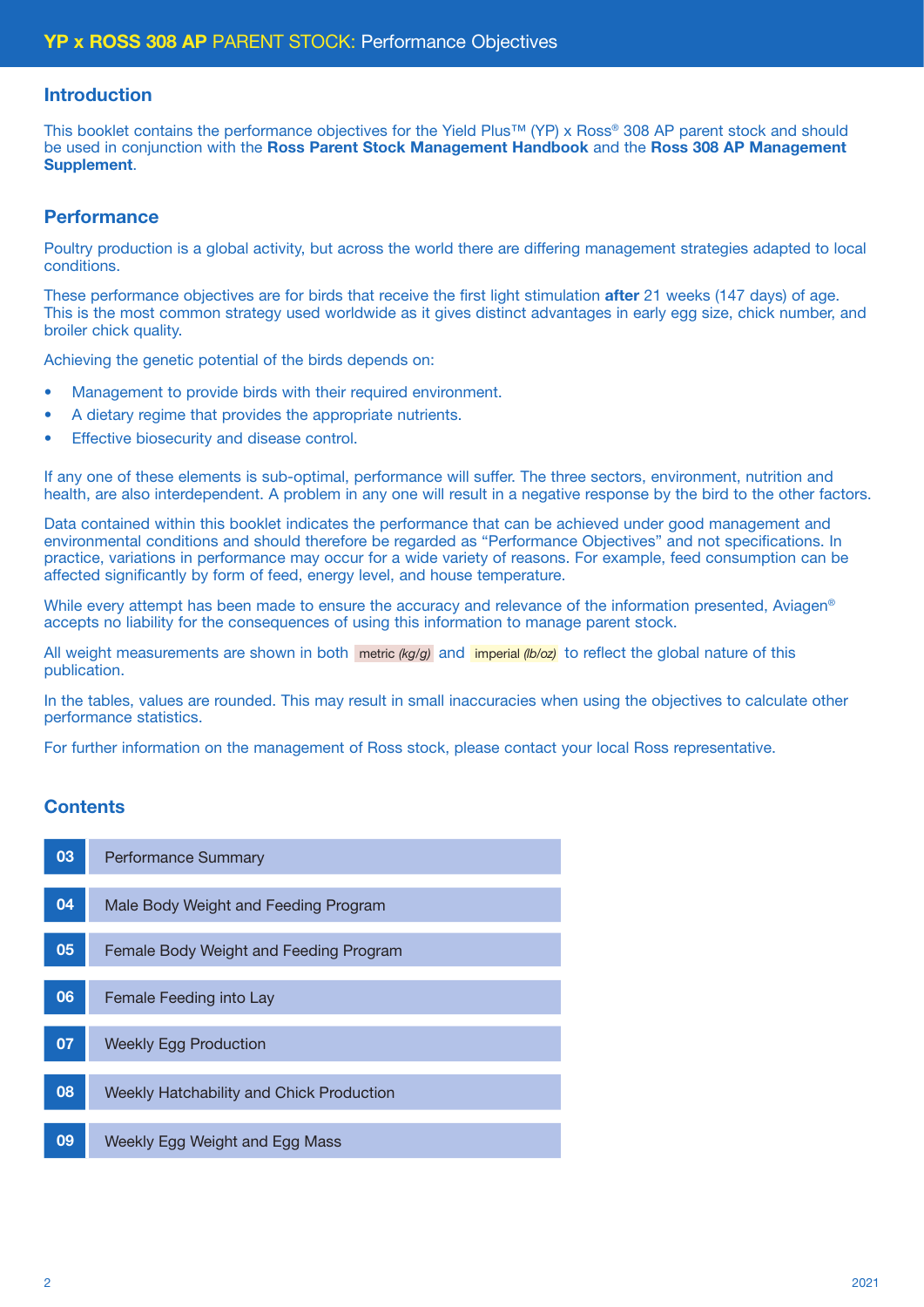# YP x ROSS 308 AP PARENT STOCK: Performance Objectives

## Introduction

This booklet contains the performance objectives for the Yield Plus™ (YP) x Ross® 308 AP parent stock and should be used in conjunction with the **Ross Parent Stock Management Handbook** and the **Ross 308 AP Management Supplement**.

## Performance

Poultry production is a global activity, but across the world there are differing management strategies adapted to local conditions.

These performance objectives are for birds that receive the first light stimulation **after** 21 weeks (147 days) of age. This is the most common strategy used worldwide as it gives distinct advantages in early egg size, chick number, and broiler chick quality.

Achieving the genetic potential of the birds depends on:

- Management to provide birds with their required environment.
- A dietary regime that provides the appropriate nutrients.
- Effective biosecurity and disease control.

If any one of these elements is sub-optimal, performance will suffer. The three sectors, environment, nutrition and health, are also interdependent. A problem in any one will result in a negative response by the bird to the other factors.

Data contained within this booklet indicates the performance that can be achieved under good management and environmental conditions and should therefore be regarded as "Performance Objectives" and not specifications. In practice, variations in performance may occur for a wide variety of reasons. For example, feed consumption can be affected significantly by form of feed, energy level, and house temperature.

While every attempt has been made to ensure the accuracy and relevance of the information presented, Aviagen® accepts no liability for the consequences of using this information to manage parent stock.

All weight measurements are shown in both metric *(kg/g)* and imperial *(lb/oz)* to reflect the global nature of this publication.

In the tables, values are rounded. This may result in small inaccuracies when using the objectives to calculate other performance statistics.

For further information on the management of Ross stock, please contact your local Ross representative.

## Contents

| | |
|---|---|
| 03 | Performance Summary |
| 04 | Male Body Weight and Feeding Program |
| 05 | Female Body Weight and Feeding Program |
| 06 | Female Feeding into Lay |
| 07 | Weekly Egg Production |
| 08 | Weekly Hatchability and Chick Production |
| 09 | Weekly Egg Weight and Egg Mass |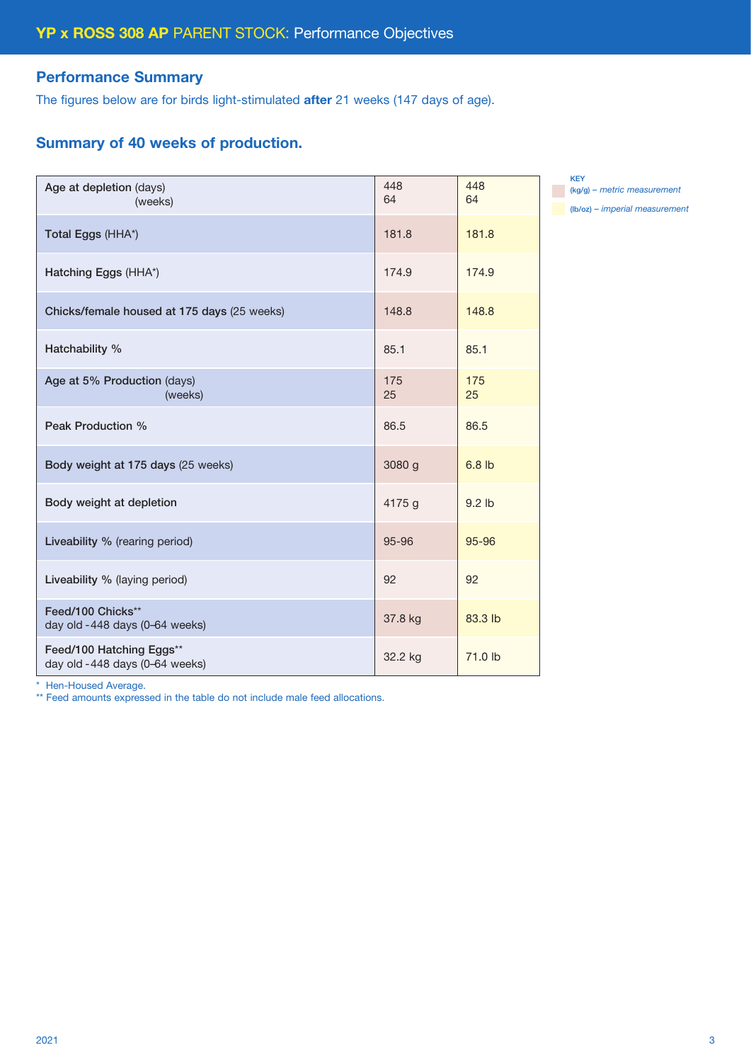# YP x ROSS 308 AP PARENT STOCK: Performance Objectives

## Performance Summary

The figures below are for birds light-stimulated **after** 21 weeks (147 days of age).

## Summary of 40 weeks of production.

| | (kg/g) – *metric measurement* | (lb/oz) – *imperial measurement* |
|---|---|---|
| **Age at depletion** (days)<br>(weeks) | 448<br>64 | 448<br>64 |
| **Total Eggs** (HHA*) | 181.8 | 181.8 |
| **Hatching Eggs** (HHA*) | 174.9 | 174.9 |
| **Chicks/female housed at 175 days** (25 weeks) | 148.8 | 148.8 |
| **Hatchability %** | 85.1 | 85.1 |
| **Age at 5% Production** (days)<br>(weeks) | 175<br>25 | 175<br>25 |
| **Peak Production %** | 86.5 | 86.5 |
| **Body weight at 175 days** (25 weeks) | 3080 g | 6.8 lb |
| **Body weight at depletion** | 4175 g | 9.2 lb |
| **Liveability %** (rearing period) | 95-96 | 95-96 |
| **Liveability %** (laying period) | 92 | 92 |
| **Feed/100 Chicks****<br>day old - 448 days (0–64 weeks) | 37.8 kg | 83.3 lb |
| **Feed/100 Hatching Eggs****<br>day old - 448 days (0–64 weeks) | 32.2 kg | 71.0 lb |

KEY
(kg/g) – *metric measurement*
(lb/oz) – *imperial measurement*

\* Hen-Housed Average.
** Feed amounts expressed in the table do not include male feed allocations.

2021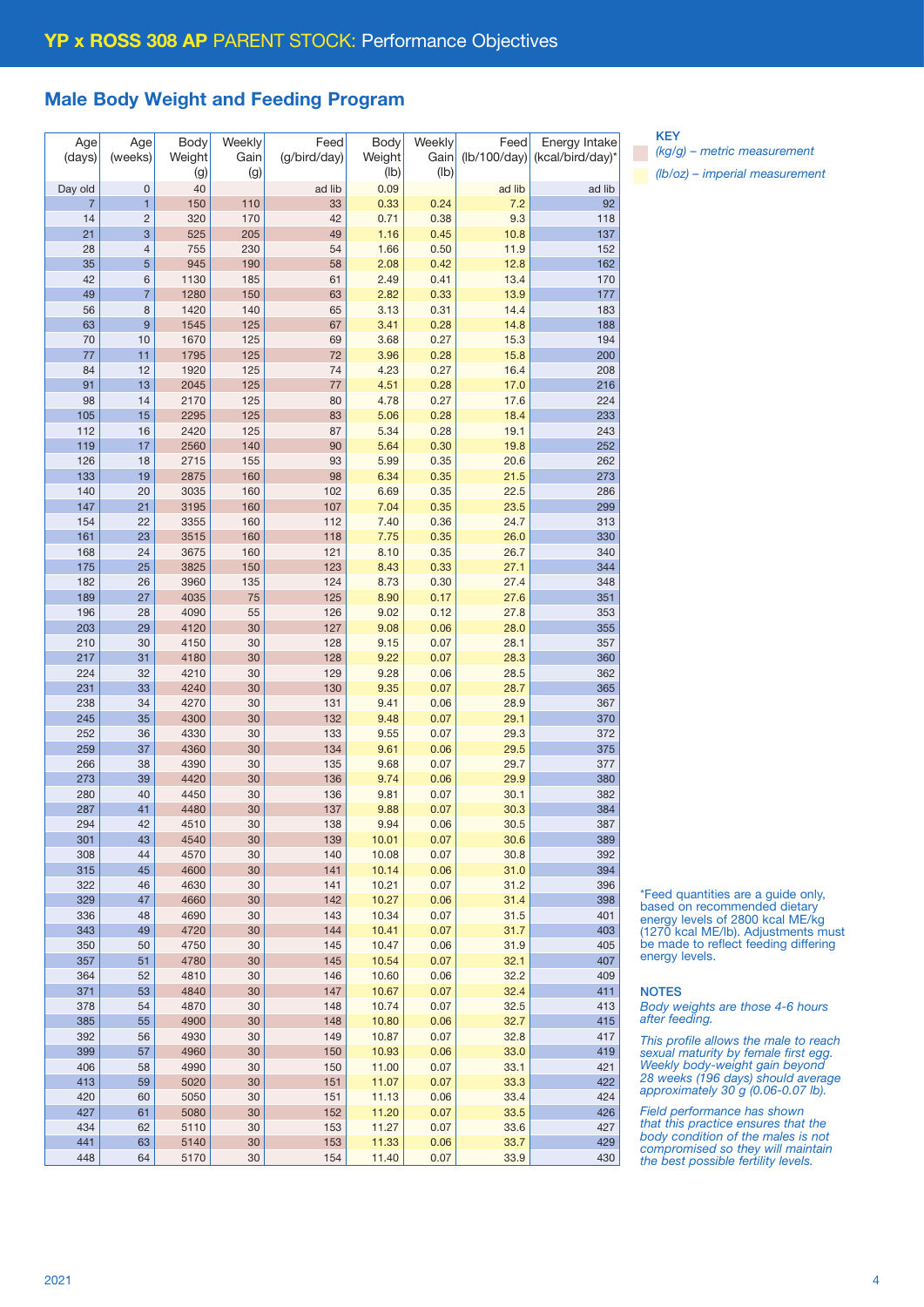## YP x ROSS 308 AP PARENT STOCK: Performance Objectives

### Male Body Weight and Feeding Program

| Age (days) | Age (weeks) | Body Weight (g) | Weekly Gain (g) | Feed (g/bird/day) | Body Weight (lb) | Weekly Gain (lb) | Feed (lb/100/day) | Energy Intake (kcal/bird/day)* |
|---|---|---|---|---|---|---|---|---|
| Day old | 0 | 40 | | ad lib | 0.09 | | ad lib | ad lib |
| 7 | 1 | 150 | 110 | 33 | 0.33 | 0.24 | 7.2 | 92 |
| 14 | 2 | 320 | 170 | 42 | 0.71 | 0.38 | 9.3 | 118 |
| 21 | 3 | 525 | 205 | 49 | 1.16 | 0.45 | 10.8 | 137 |
| 28 | 4 | 755 | 230 | 54 | 1.66 | 0.50 | 11.9 | 152 |
| 35 | 5 | 945 | 190 | 58 | 2.08 | 0.42 | 12.8 | 162 |
| 42 | 6 | 1130 | 185 | 61 | 2.49 | 0.41 | 13.4 | 170 |
| 49 | 7 | 1280 | 150 | 63 | 2.82 | 0.33 | 13.9 | 177 |
| 56 | 8 | 1420 | 140 | 65 | 3.13 | 0.31 | 14.4 | 183 |
| 63 | 9 | 1545 | 125 | 67 | 3.41 | 0.28 | 14.8 | 188 |
| 70 | 10 | 1670 | 125 | 69 | 3.68 | 0.27 | 15.3 | 194 |
| 77 | 11 | 1795 | 125 | 72 | 3.96 | 0.28 | 15.8 | 200 |
| 84 | 12 | 1920 | 125 | 74 | 4.23 | 0.27 | 16.4 | 208 |
| 91 | 13 | 2045 | 125 | 77 | 4.51 | 0.28 | 17.0 | 216 |
| 98 | 14 | 2170 | 125 | 80 | 4.78 | 0.27 | 17.6 | 224 |
| 105 | 15 | 2295 | 125 | 83 | 5.06 | 0.28 | 18.4 | 233 |
| 112 | 16 | 2420 | 125 | 87 | 5.34 | 0.28 | 19.1 | 243 |
| 119 | 17 | 2560 | 140 | 90 | 5.64 | 0.30 | 19.8 | 252 |
| 126 | 18 | 2715 | 155 | 93 | 5.99 | 0.35 | 20.6 | 262 |
| 133 | 19 | 2875 | 160 | 98 | 6.34 | 0.35 | 21.5 | 273 |
| 140 | 20 | 3035 | 160 | 102 | 6.69 | 0.35 | 22.5 | 286 |
| 147 | 21 | 3195 | 160 | 107 | 7.04 | 0.35 | 23.5 | 299 |
| 154 | 22 | 3355 | 160 | 112 | 7.40 | 0.36 | 24.7 | 313 |
| 161 | 23 | 3515 | 160 | 118 | 7.75 | 0.35 | 26.0 | 330 |
| 168 | 24 | 3675 | 160 | 121 | 8.10 | 0.35 | 26.7 | 340 |
| 175 | 25 | 3825 | 150 | 123 | 8.43 | 0.33 | 27.1 | 344 |
| 182 | 26 | 3960 | 135 | 124 | 8.73 | 0.30 | 27.4 | 348 |
| 189 | 27 | 4035 | 75 | 125 | 8.90 | 0.17 | 27.6 | 351 |
| 196 | 28 | 4090 | 55 | 126 | 9.02 | 0.12 | 27.8 | 353 |
| 203 | 29 | 4120 | 30 | 127 | 9.08 | 0.06 | 28.0 | 355 |
| 210 | 30 | 4150 | 30 | 128 | 9.15 | 0.07 | 28.1 | 357 |
| 217 | 31 | 4180 | 30 | 128 | 9.22 | 0.07 | 28.3 | 360 |
| 224 | 32 | 4210 | 30 | 129 | 9.28 | 0.06 | 28.5 | 362 |
| 231 | 33 | 4240 | 30 | 130 | 9.35 | 0.07 | 28.7 | 365 |
| 238 | 34 | 4270 | 30 | 131 | 9.41 | 0.06 | 28.9 | 367 |
| 245 | 35 | 4300 | 30 | 132 | 9.48 | 0.07 | 29.1 | 370 |
| 252 | 36 | 4330 | 30 | 133 | 9.55 | 0.07 | 29.3 | 372 |
| 259 | 37 | 4360 | 30 | 134 | 9.61 | 0.06 | 29.5 | 375 |
| 266 | 38 | 4390 | 30 | 135 | 9.68 | 0.07 | 29.7 | 377 |
| 273 | 39 | 4420 | 30 | 136 | 9.74 | 0.06 | 29.9 | 380 |
| 280 | 40 | 4450 | 30 | 136 | 9.81 | 0.07 | 30.1 | 382 |
| 287 | 41 | 4480 | 30 | 137 | 9.88 | 0.07 | 30.3 | 384 |
| 294 | 42 | 4510 | 30 | 138 | 9.94 | 0.06 | 30.5 | 387 |
| 301 | 43 | 4540 | 30 | 139 | 10.01 | 0.07 | 30.6 | 389 |
| 308 | 44 | 4570 | 30 | 140 | 10.08 | 0.07 | 30.8 | 392 |
| 315 | 45 | 4600 | 30 | 141 | 10.14 | 0.06 | 31.0 | 394 |
| 322 | 46 | 4630 | 30 | 141 | 10.21 | 0.07 | 31.2 | 396 |
| 329 | 47 | 4660 | 30 | 142 | 10.27 | 0.06 | 31.4 | 398 |
| 336 | 48 | 4690 | 30 | 143 | 10.34 | 0.07 | 31.5 | 401 |
| 343 | 49 | 4720 | 30 | 144 | 10.41 | 0.07 | 31.7 | 403 |
| 350 | 50 | 4750 | 30 | 145 | 10.47 | 0.06 | 31.9 | 405 |
| 357 | 51 | 4780 | 30 | 145 | 10.54 | 0.07 | 32.1 | 407 |
| 364 | 52 | 4810 | 30 | 146 | 10.60 | 0.06 | 32.2 | 409 |
| 371 | 53 | 4840 | 30 | 147 | 10.67 | 0.07 | 32.4 | 411 |
| 378 | 54 | 4870 | 30 | 148 | 10.74 | 0.07 | 32.5 | 413 |
| 385 | 55 | 4900 | 30 | 148 | 10.80 | 0.06 | 32.7 | 415 |
| 392 | 56 | 4930 | 30 | 149 | 10.87 | 0.07 | 32.8 | 417 |
| 399 | 57 | 4960 | 30 | 150 | 10.93 | 0.06 | 33.0 | 419 |
| 406 | 58 | 4990 | 30 | 150 | 11.00 | 0.07 | 33.1 | 421 |
| 413 | 59 | 5020 | 30 | 151 | 11.07 | 0.07 | 33.3 | 422 |
| 420 | 60 | 5050 | 30 | 151 | 11.13 | 0.06 | 33.4 | 424 |
| 427 | 61 | 5080 | 30 | 152 | 11.20 | 0.07 | 33.5 | 426 |
| 434 | 62 | 5110 | 30 | 153 | 11.27 | 0.07 | 33.6 | 427 |
| 441 | 63 | 5140 | 30 | 153 | 11.33 | 0.06 | 33.7 | 429 |
| 448 | 64 | 5170 | 30 | 154 | 11.40 | 0.07 | 33.9 | 430 |

**KEY**

*(kg/g) – metric measurement*

*(lb/oz) – imperial measurement*

*Feed quantities are a guide only, based on recommended dietary energy levels of 2800 kcal ME/kg (1270 kcal ME/lb). Adjustments must be made to reflect feeding differing energy levels.

**NOTES**

*Body weights are those 4-6 hours after feeding.*

*This profile allows the male to reach sexual maturity by female first egg. Weekly body-weight gain beyond 28 weeks (196 days) should average approximately 30 g (0.06-0.07 lb).*

*Field performance has shown that this practice ensures that the body condition of the males is not compromised so they will maintain the best possible fertility levels.*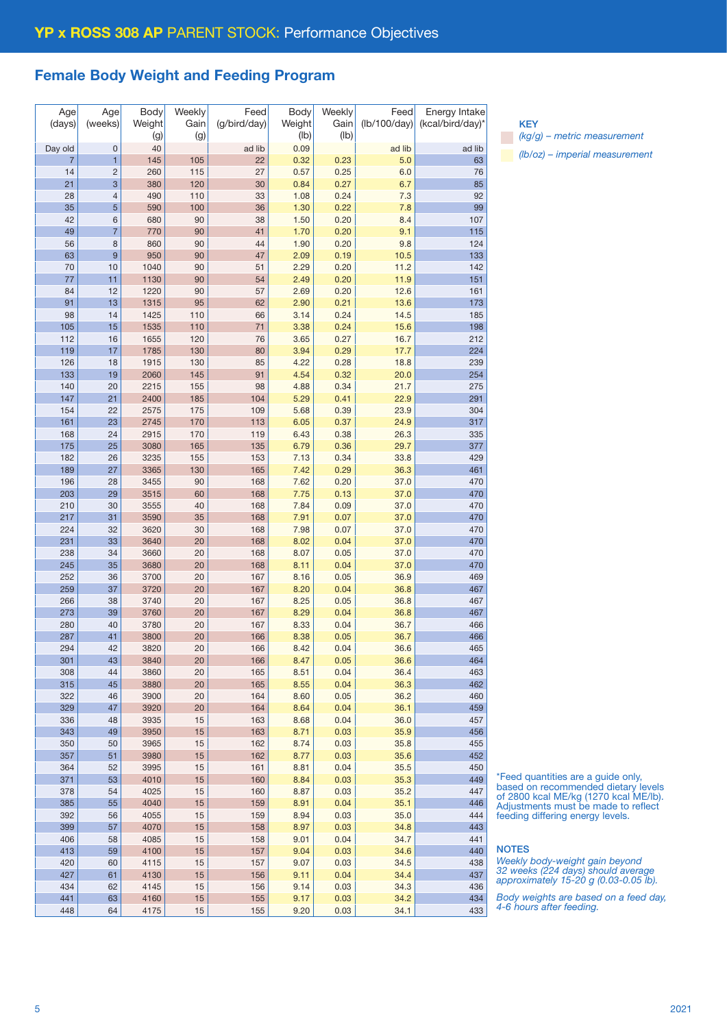# YP x ROSS 308 AP PARENT STOCK: Performance Objectives

## Female Body Weight and Feeding Program

| Age (days) | Age (weeks) | Body Weight (g) | Weekly Gain (g) | Feed (g/bird/day) | Body Weight (lb) | Weekly Gain (lb) | Feed (lb/100/day) | Energy Intake (kcal/bird/day)* |
|---|---|---|---|---|---|---|---|---|
| Day old | 0 | 40 | | ad lib | 0.09 | | ad lib | ad lib |
| 7 | 1 | 145 | 105 | 22 | 0.32 | 0.23 | 5.0 | 63 |
| 14 | 2 | 260 | 115 | 27 | 0.57 | 0.25 | 6.0 | 76 |
| 21 | 3 | 380 | 120 | 30 | 0.84 | 0.27 | 6.7 | 85 |
| 28 | 4 | 490 | 110 | 33 | 1.08 | 0.24 | 7.3 | 92 |
| 35 | 5 | 590 | 100 | 36 | 1.30 | 0.22 | 7.8 | 99 |
| 42 | 6 | 680 | 90 | 38 | 1.50 | 0.20 | 8.4 | 107 |
| 49 | 7 | 770 | 90 | 41 | 1.70 | 0.20 | 9.1 | 115 |
| 56 | 8 | 860 | 90 | 44 | 1.90 | 0.20 | 9.8 | 124 |
| 63 | 9 | 950 | 90 | 47 | 2.09 | 0.19 | 10.5 | 133 |
| 70 | 10 | 1040 | 90 | 51 | 2.29 | 0.20 | 11.2 | 142 |
| 77 | 11 | 1130 | 90 | 54 | 2.49 | 0.20 | 11.9 | 151 |
| 84 | 12 | 1220 | 90 | 57 | 2.69 | 0.20 | 12.6 | 161 |
| 91 | 13 | 1315 | 95 | 62 | 2.90 | 0.21 | 13.6 | 173 |
| 98 | 14 | 1425 | 110 | 66 | 3.14 | 0.24 | 14.5 | 185 |
| 105 | 15 | 1535 | 110 | 71 | 3.38 | 0.24 | 15.6 | 198 |
| 112 | 16 | 1655 | 120 | 76 | 3.65 | 0.27 | 16.7 | 212 |
| 119 | 17 | 1785 | 130 | 80 | 3.94 | 0.29 | 17.7 | 224 |
| 126 | 18 | 1915 | 130 | 85 | 4.22 | 0.28 | 18.8 | 239 |
| 133 | 19 | 2060 | 145 | 91 | 4.54 | 0.32 | 20.0 | 254 |
| 140 | 20 | 2215 | 155 | 98 | 4.88 | 0.34 | 21.7 | 275 |
| 147 | 21 | 2400 | 185 | 104 | 5.29 | 0.41 | 22.9 | 291 |
| 154 | 22 | 2575 | 175 | 109 | 5.68 | 0.39 | 23.9 | 304 |
| 161 | 23 | 2745 | 170 | 113 | 6.05 | 0.37 | 24.9 | 317 |
| 168 | 24 | 2915 | 170 | 119 | 6.43 | 0.38 | 26.3 | 335 |
| 175 | 25 | 3080 | 165 | 135 | 6.79 | 0.36 | 29.7 | 377 |
| 182 | 26 | 3235 | 155 | 153 | 7.13 | 0.34 | 33.8 | 429 |
| 189 | 27 | 3365 | 130 | 165 | 7.42 | 0.29 | 36.3 | 461 |
| 196 | 28 | 3455 | 90 | 168 | 7.62 | 0.20 | 37.0 | 470 |
| 203 | 29 | 3515 | 60 | 168 | 7.75 | 0.13 | 37.0 | 470 |
| 210 | 30 | 3555 | 40 | 168 | 7.84 | 0.09 | 37.0 | 470 |
| 217 | 31 | 3590 | 35 | 168 | 7.91 | 0.07 | 37.0 | 470 |
| 224 | 32 | 3620 | 30 | 168 | 7.98 | 0.07 | 37.0 | 470 |
| 231 | 33 | 3640 | 20 | 168 | 8.02 | 0.04 | 37.0 | 470 |
| 238 | 34 | 3660 | 20 | 168 | 8.07 | 0.05 | 37.0 | 470 |
| 245 | 35 | 3680 | 20 | 168 | 8.11 | 0.04 | 37.0 | 470 |
| 252 | 36 | 3700 | 20 | 167 | 8.16 | 0.05 | 36.9 | 469 |
| 259 | 37 | 3720 | 20 | 167 | 8.20 | 0.04 | 36.8 | 467 |
| 266 | 38 | 3740 | 20 | 167 | 8.25 | 0.05 | 36.8 | 467 |
| 273 | 39 | 3760 | 20 | 167 | 8.29 | 0.04 | 36.8 | 467 |
| 280 | 40 | 3780 | 20 | 167 | 8.33 | 0.04 | 36.7 | 466 |
| 287 | 41 | 3800 | 20 | 166 | 8.38 | 0.05 | 36.7 | 466 |
| 294 | 42 | 3820 | 20 | 166 | 8.42 | 0.04 | 36.6 | 465 |
| 301 | 43 | 3840 | 20 | 166 | 8.47 | 0.05 | 36.6 | 464 |
| 308 | 44 | 3860 | 20 | 165 | 8.51 | 0.04 | 36.4 | 463 |
| 315 | 45 | 3880 | 20 | 165 | 8.55 | 0.04 | 36.3 | 462 |
| 322 | 46 | 3900 | 20 | 164 | 8.60 | 0.05 | 36.2 | 460 |
| 329 | 47 | 3920 | 20 | 164 | 8.64 | 0.04 | 36.1 | 459 |
| 336 | 48 | 3935 | 15 | 163 | 8.68 | 0.04 | 36.0 | 457 |
| 343 | 49 | 3950 | 15 | 163 | 8.71 | 0.03 | 35.9 | 456 |
| 350 | 50 | 3965 | 15 | 162 | 8.74 | 0.03 | 35.8 | 455 |
| 357 | 51 | 3980 | 15 | 162 | 8.77 | 0.03 | 35.6 | 452 |
| 364 | 52 | 3995 | 15 | 161 | 8.81 | 0.04 | 35.5 | 450 |
| 371 | 53 | 4010 | 15 | 160 | 8.84 | 0.03 | 35.3 | 449 |
| 378 | 54 | 4025 | 15 | 160 | 8.87 | 0.03 | 35.2 | 447 |
| 385 | 55 | 4040 | 15 | 159 | 8.91 | 0.04 | 35.1 | 446 |
| 392 | 56 | 4055 | 15 | 159 | 8.94 | 0.03 | 35.0 | 444 |
| 399 | 57 | 4070 | 15 | 158 | 8.97 | 0.03 | 34.8 | 443 |
| 406 | 58 | 4085 | 15 | 158 | 9.01 | 0.04 | 34.7 | 441 |
| 413 | 59 | 4100 | 15 | 157 | 9.04 | 0.03 | 34.6 | 440 |
| 420 | 60 | 4115 | 15 | 157 | 9.07 | 0.03 | 34.5 | 438 |
| 427 | 61 | 4130 | 15 | 156 | 9.11 | 0.04 | 34.4 | 437 |
| 434 | 62 | 4145 | 15 | 156 | 9.14 | 0.03 | 34.3 | 436 |
| 441 | 63 | 4160 | 15 | 155 | 9.17 | 0.03 | 34.2 | 434 |
| 448 | 64 | 4175 | 15 | 155 | 9.20 | 0.03 | 34.1 | 433 |

**KEY**

*(kg/g) – metric measurement*

*(lb/oz) – imperial measurement*

*Feed quantities are a guide only, based on recommended dietary levels of 2800 kcal ME/kg (1270 kcal ME/lb). Adjustments must be made to reflect feeding differing energy levels.

**NOTES**

*Weekly body-weight gain beyond 32 weeks (224 days) should average approximately 15-20 g (0.03-0.05 lb).*

*Body weights are based on a feed day, 4-6 hours after feeding.*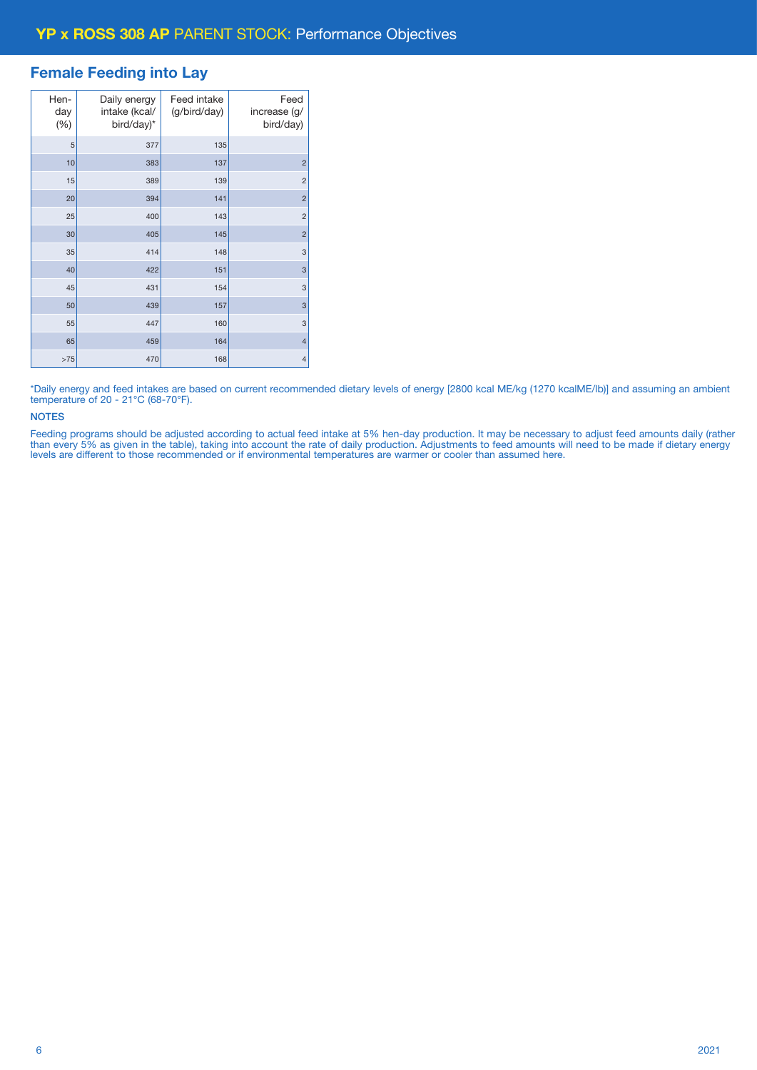# YP x ROSS 308 AP PARENT STOCK: Performance Objectives

## Female Feeding into Lay

| Hen-day (%) | Daily energy intake (kcal/ bird/day)* | Feed intake (g/bird/day) | Feed increase (g/ bird/day) |
|---|---|---|---|
| 5 | 377 | 135 | |
| 10 | 383 | 137 | 2 |
| 15 | 389 | 139 | 2 |
| 20 | 394 | 141 | 2 |
| 25 | 400 | 143 | 2 |
| 30 | 405 | 145 | 2 |
| 35 | 414 | 148 | 3 |
| 40 | 422 | 151 | 3 |
| 45 | 431 | 154 | 3 |
| 50 | 439 | 157 | 3 |
| 55 | 447 | 160 | 3 |
| 65 | 459 | 164 | 4 |
| >75 | 470 | 168 | 4 |

*Daily energy and feed intakes are based on current recommended dietary levels of energy [2800 kcal ME/kg (1270 kcalME/lb)] and assuming an ambient temperature of 20 - 21°C (68-70°F).

**NOTES**

Feeding programs should be adjusted according to actual feed intake at 5% hen-day production. It may be necessary to adjust feed amounts daily (rather than every 5% as given in the table), taking into account the rate of daily production. Adjustments to feed amounts will need to be made if dietary energy levels are different to those recommended or if environmental temperatures are warmer or cooler than assumed here.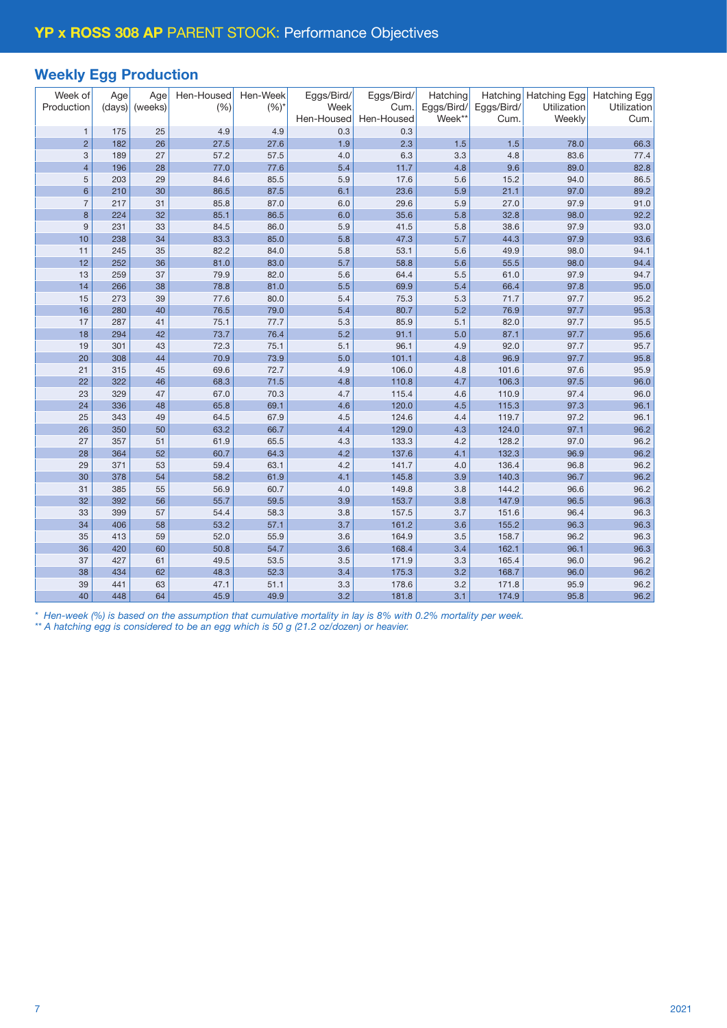# YP x ROSS 308 AP PARENT STOCK: Performance Objectives

## Weekly Egg Production

| Week of Production | Age (days) | Age (weeks) | Hen-Housed (%) | Hen-Week (%)* | Eggs/Bird/ Week Hen-Housed | Eggs/Bird/ Cum. Hen-Housed | Hatching Eggs/Bird/ Week** | Hatching Eggs/Bird/ Cum. | Hatching Egg Utilization Weekly | Hatching Egg Utilization Cum. |
|---|---|---|---|---|---|---|---|---|---|---|
| 1 | 175 | 25 | 4.9 | 4.9 | 0.3 | 0.3 | | | | |
| 2 | 182 | 26 | 27.5 | 27.6 | 1.9 | 2.3 | 1.5 | 1.5 | 78.0 | 66.3 |
| 3 | 189 | 27 | 57.2 | 57.5 | 4.0 | 6.3 | 3.3 | 4.8 | 83.6 | 77.4 |
| 4 | 196 | 28 | 77.0 | 77.6 | 5.4 | 11.7 | 4.8 | 9.6 | 89.0 | 82.8 |
| 5 | 203 | 29 | 84.6 | 85.5 | 5.9 | 17.6 | 5.6 | 15.2 | 94.0 | 86.5 |
| 6 | 210 | 30 | 86.5 | 87.5 | 6.1 | 23.6 | 5.9 | 21.1 | 97.0 | 89.2 |
| 7 | 217 | 31 | 85.8 | 87.0 | 6.0 | 29.6 | 5.9 | 27.0 | 97.9 | 91.0 |
| 8 | 224 | 32 | 85.1 | 86.5 | 6.0 | 35.6 | 5.8 | 32.8 | 98.0 | 92.2 |
| 9 | 231 | 33 | 84.5 | 86.0 | 5.9 | 41.5 | 5.8 | 38.6 | 97.9 | 93.0 |
| 10 | 238 | 34 | 83.3 | 85.0 | 5.8 | 47.3 | 5.7 | 44.3 | 97.9 | 93.6 |
| 11 | 245 | 35 | 82.2 | 84.0 | 5.8 | 53.1 | 5.6 | 49.9 | 98.0 | 94.1 |
| 12 | 252 | 36 | 81.0 | 83.0 | 5.7 | 58.8 | 5.6 | 55.5 | 98.0 | 94.4 |
| 13 | 259 | 37 | 79.9 | 82.0 | 5.6 | 64.4 | 5.5 | 61.0 | 97.9 | 94.7 |
| 14 | 266 | 38 | 78.8 | 81.0 | 5.5 | 69.9 | 5.4 | 66.4 | 97.8 | 95.0 |
| 15 | 273 | 39 | 77.6 | 80.0 | 5.4 | 75.3 | 5.3 | 71.7 | 97.7 | 95.2 |
| 16 | 280 | 40 | 76.5 | 79.0 | 5.4 | 80.7 | 5.2 | 76.9 | 97.7 | 95.3 |
| 17 | 287 | 41 | 75.1 | 77.7 | 5.3 | 85.9 | 5.1 | 82.0 | 97.7 | 95.5 |
| 18 | 294 | 42 | 73.7 | 76.4 | 5.2 | 91.1 | 5.0 | 87.1 | 97.7 | 95.6 |
| 19 | 301 | 43 | 72.3 | 75.1 | 5.1 | 96.1 | 4.9 | 92.0 | 97.7 | 95.7 |
| 20 | 308 | 44 | 70.9 | 73.9 | 5.0 | 101.1 | 4.8 | 96.9 | 97.7 | 95.8 |
| 21 | 315 | 45 | 69.6 | 72.7 | 4.9 | 106.0 | 4.8 | 101.6 | 97.6 | 95.9 |
| 22 | 322 | 46 | 68.3 | 71.5 | 4.8 | 110.8 | 4.7 | 106.3 | 97.5 | 96.0 |
| 23 | 329 | 47 | 67.0 | 70.3 | 4.7 | 115.4 | 4.6 | 110.9 | 97.4 | 96.0 |
| 24 | 336 | 48 | 65.8 | 69.1 | 4.6 | 120.0 | 4.5 | 115.3 | 97.3 | 96.1 |
| 25 | 343 | 49 | 64.5 | 67.9 | 4.5 | 124.6 | 4.4 | 119.7 | 97.2 | 96.1 |
| 26 | 350 | 50 | 63.2 | 66.7 | 4.4 | 129.0 | 4.3 | 124.0 | 97.1 | 96.2 |
| 27 | 357 | 51 | 61.9 | 65.5 | 4.3 | 133.3 | 4.2 | 128.2 | 97.0 | 96.2 |
| 28 | 364 | 52 | 60.7 | 64.3 | 4.2 | 137.6 | 4.1 | 132.3 | 96.9 | 96.2 |
| 29 | 371 | 53 | 59.4 | 63.1 | 4.2 | 141.7 | 4.0 | 136.4 | 96.8 | 96.2 |
| 30 | 378 | 54 | 58.2 | 61.9 | 4.1 | 145.8 | 3.9 | 140.3 | 96.7 | 96.2 |
| 31 | 385 | 55 | 56.9 | 60.7 | 4.0 | 149.8 | 3.8 | 144.2 | 96.6 | 96.2 |
| 32 | 392 | 56 | 55.7 | 59.5 | 3.9 | 153.7 | 3.8 | 147.9 | 96.5 | 96.3 |
| 33 | 399 | 57 | 54.4 | 58.3 | 3.8 | 157.5 | 3.7 | 151.6 | 96.4 | 96.3 |
| 34 | 406 | 58 | 53.2 | 57.1 | 3.7 | 161.2 | 3.6 | 155.2 | 96.3 | 96.3 |
| 35 | 413 | 59 | 52.0 | 55.9 | 3.6 | 164.9 | 3.5 | 158.7 | 96.2 | 96.3 |
| 36 | 420 | 60 | 50.8 | 54.7 | 3.6 | 168.4 | 3.4 | 162.1 | 96.1 | 96.3 |
| 37 | 427 | 61 | 49.5 | 53.5 | 3.5 | 171.9 | 3.3 | 165.4 | 96.0 | 96.2 |
| 38 | 434 | 62 | 48.3 | 52.3 | 3.4 | 175.3 | 3.2 | 168.7 | 96.0 | 96.2 |
| 39 | 441 | 63 | 47.1 | 51.1 | 3.3 | 178.6 | 3.2 | 171.8 | 95.9 | 96.2 |
| 40 | 448 | 64 | 45.9 | 49.9 | 3.2 | 181.8 | 3.1 | 174.9 | 95.8 | 96.2 |

*\* Hen-week (%) is based on the assumption that cumulative mortality in lay is 8% with 0.2% mortality per week.*
*\*\* A hatching egg is considered to be an egg which is 50 g (21.2 oz/dozen) or heavier.*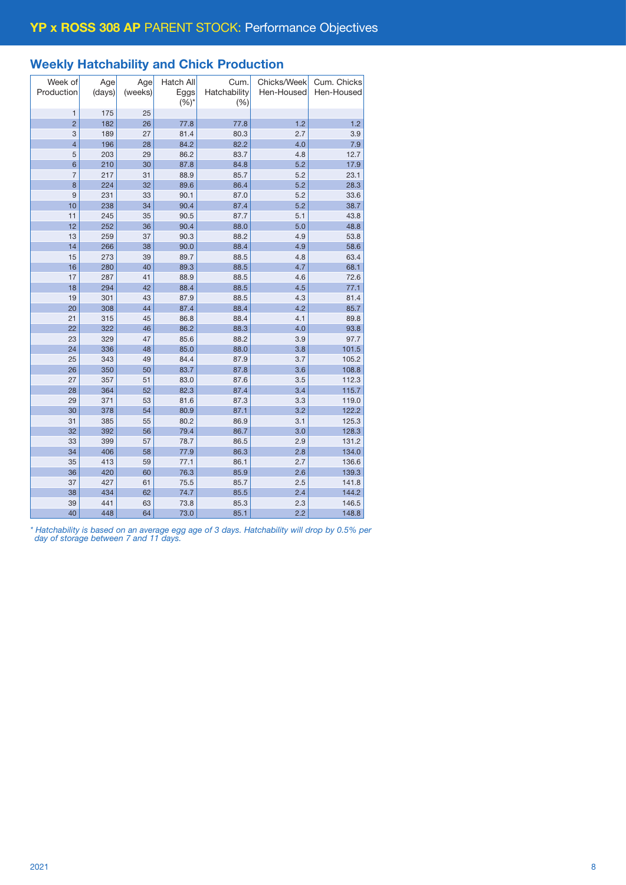## YP x ROSS 308 AP PARENT STOCK: Performance Objectives

### Weekly Hatchability and Chick Production

| Week of Production | Age (days) | Age (weeks) | Hatch All Eggs (%)* | Cum. Hatchability (%) | Chicks/Week Hen-Housed | Cum. Chicks Hen-Housed |
|---|---|---|---|---|---|---|
| 1 | 175 | 25 | | | | |
| 2 | 182 | 26 | 77.8 | 77.8 | 1.2 | 1.2 |
| 3 | 189 | 27 | 81.4 | 80.3 | 2.7 | 3.9 |
| 4 | 196 | 28 | 84.2 | 82.2 | 4.0 | 7.9 |
| 5 | 203 | 29 | 86.2 | 83.7 | 4.8 | 12.7 |
| 6 | 210 | 30 | 87.8 | 84.8 | 5.2 | 17.9 |
| 7 | 217 | 31 | 88.9 | 85.7 | 5.2 | 23.1 |
| 8 | 224 | 32 | 89.6 | 86.4 | 5.2 | 28.3 |
| 9 | 231 | 33 | 90.1 | 87.0 | 5.2 | 33.6 |
| 10 | 238 | 34 | 90.4 | 87.4 | 5.2 | 38.7 |
| 11 | 245 | 35 | 90.5 | 87.7 | 5.1 | 43.8 |
| 12 | 252 | 36 | 90.4 | 88.0 | 5.0 | 48.8 |
| 13 | 259 | 37 | 90.3 | 88.2 | 4.9 | 53.8 |
| 14 | 266 | 38 | 90.0 | 88.4 | 4.9 | 58.6 |
| 15 | 273 | 39 | 89.7 | 88.5 | 4.8 | 63.4 |
| 16 | 280 | 40 | 89.3 | 88.5 | 4.7 | 68.1 |
| 17 | 287 | 41 | 88.9 | 88.5 | 4.6 | 72.6 |
| 18 | 294 | 42 | 88.4 | 88.5 | 4.5 | 77.1 |
| 19 | 301 | 43 | 87.9 | 88.5 | 4.3 | 81.4 |
| 20 | 308 | 44 | 87.4 | 88.4 | 4.2 | 85.7 |
| 21 | 315 | 45 | 86.8 | 88.4 | 4.1 | 89.8 |
| 22 | 322 | 46 | 86.2 | 88.3 | 4.0 | 93.8 |
| 23 | 329 | 47 | 85.6 | 88.2 | 3.9 | 97.7 |
| 24 | 336 | 48 | 85.0 | 88.0 | 3.8 | 101.5 |
| 25 | 343 | 49 | 84.4 | 87.9 | 3.7 | 105.2 |
| 26 | 350 | 50 | 83.7 | 87.8 | 3.6 | 108.8 |
| 27 | 357 | 51 | 83.0 | 87.6 | 3.5 | 112.3 |
| 28 | 364 | 52 | 82.3 | 87.4 | 3.4 | 115.7 |
| 29 | 371 | 53 | 81.6 | 87.3 | 3.3 | 119.0 |
| 30 | 378 | 54 | 80.9 | 87.1 | 3.2 | 122.2 |
| 31 | 385 | 55 | 80.2 | 86.9 | 3.1 | 125.3 |
| 32 | 392 | 56 | 79.4 | 86.7 | 3.0 | 128.3 |
| 33 | 399 | 57 | 78.7 | 86.5 | 2.9 | 131.2 |
| 34 | 406 | 58 | 77.9 | 86.3 | 2.8 | 134.0 |
| 35 | 413 | 59 | 77.1 | 86.1 | 2.7 | 136.6 |
| 36 | 420 | 60 | 76.3 | 85.9 | 2.6 | 139.3 |
| 37 | 427 | 61 | 75.5 | 85.7 | 2.5 | 141.8 |
| 38 | 434 | 62 | 74.7 | 85.5 | 2.4 | 144.2 |
| 39 | 441 | 63 | 73.8 | 85.3 | 2.3 | 146.5 |
| 40 | 448 | 64 | 73.0 | 85.1 | 2.2 | 148.8 |

*\* Hatchability is based on an average egg age of 3 days. Hatchability will drop by 0.5% per day of storage between 7 and 11 days.*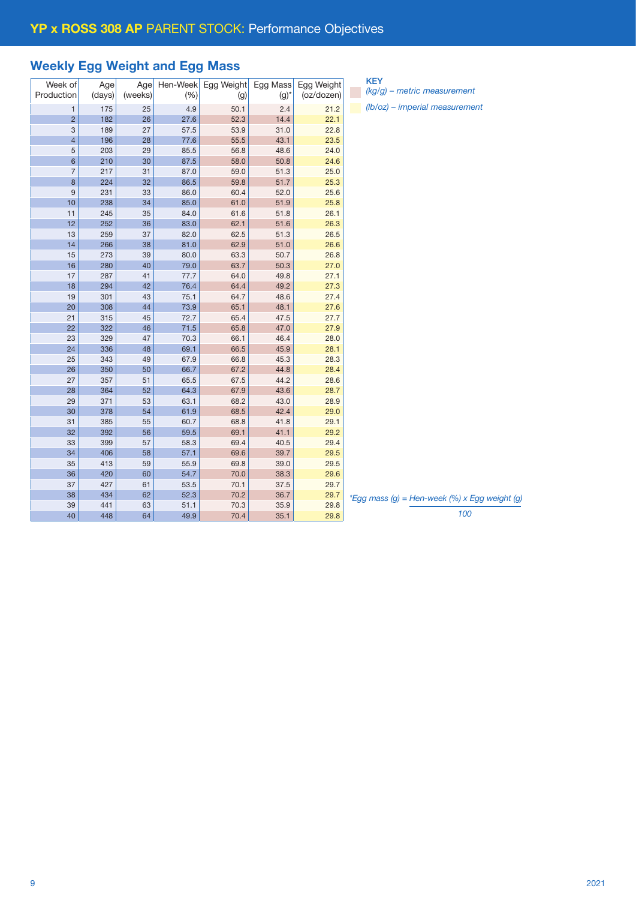# YP x ROSS 308 AP PARENT STOCK: Performance Objectives

## Weekly Egg Weight and Egg Mass

| Week of Production | Age (days) | Age (weeks) | Hen-Week (%) | Egg Weight (g) | Egg Mass (g)* | Egg Weight (oz/dozen) |
|---|---|---|---|---|---|---|
| 1 | 175 | 25 | 4.9 | 50.1 | 2.4 | 21.2 |
| 2 | 182 | 26 | 27.6 | 52.3 | 14.4 | 22.1 |
| 3 | 189 | 27 | 57.5 | 53.9 | 31.0 | 22.8 |
| 4 | 196 | 28 | 77.6 | 55.5 | 43.1 | 23.5 |
| 5 | 203 | 29 | 85.5 | 56.8 | 48.6 | 24.0 |
| 6 | 210 | 30 | 87.5 | 58.0 | 50.8 | 24.6 |
| 7 | 217 | 31 | 87.0 | 59.0 | 51.3 | 25.0 |
| 8 | 224 | 32 | 86.5 | 59.8 | 51.7 | 25.3 |
| 9 | 231 | 33 | 86.0 | 60.4 | 52.0 | 25.6 |
| 10 | 238 | 34 | 85.0 | 61.0 | 51.9 | 25.8 |
| 11 | 245 | 35 | 84.0 | 61.6 | 51.8 | 26.1 |
| 12 | 252 | 36 | 83.0 | 62.1 | 51.6 | 26.3 |
| 13 | 259 | 37 | 82.0 | 62.5 | 51.3 | 26.5 |
| 14 | 266 | 38 | 81.0 | 62.9 | 51.0 | 26.6 |
| 15 | 273 | 39 | 80.0 | 63.3 | 50.7 | 26.8 |
| 16 | 280 | 40 | 79.0 | 63.7 | 50.3 | 27.0 |
| 17 | 287 | 41 | 77.7 | 64.0 | 49.8 | 27.1 |
| 18 | 294 | 42 | 76.4 | 64.4 | 49.2 | 27.3 |
| 19 | 301 | 43 | 75.1 | 64.7 | 48.6 | 27.4 |
| 20 | 308 | 44 | 73.9 | 65.1 | 48.1 | 27.6 |
| 21 | 315 | 45 | 72.7 | 65.4 | 47.5 | 27.7 |
| 22 | 322 | 46 | 71.5 | 65.8 | 47.0 | 27.9 |
| 23 | 329 | 47 | 70.3 | 66.1 | 46.4 | 28.0 |
| 24 | 336 | 48 | 69.1 | 66.5 | 45.9 | 28.1 |
| 25 | 343 | 49 | 67.9 | 66.8 | 45.3 | 28.3 |
| 26 | 350 | 50 | 66.7 | 67.2 | 44.8 | 28.4 |
| 27 | 357 | 51 | 65.5 | 67.5 | 44.2 | 28.6 |
| 28 | 364 | 52 | 64.3 | 67.9 | 43.6 | 28.7 |
| 29 | 371 | 53 | 63.1 | 68.2 | 43.0 | 28.9 |
| 30 | 378 | 54 | 61.9 | 68.5 | 42.4 | 29.0 |
| 31 | 385 | 55 | 60.7 | 68.8 | 41.8 | 29.1 |
| 32 | 392 | 56 | 59.5 | 69.1 | 41.1 | 29.2 |
| 33 | 399 | 57 | 58.3 | 69.4 | 40.5 | 29.4 |
| 34 | 406 | 58 | 57.1 | 69.6 | 39.7 | 29.5 |
| 35 | 413 | 59 | 55.9 | 69.8 | 39.0 | 29.5 |
| 36 | 420 | 60 | 54.7 | 70.0 | 38.3 | 29.6 |
| 37 | 427 | 61 | 53.5 | 70.1 | 37.5 | 29.7 |
| 38 | 434 | 62 | 52.3 | 70.2 | 36.7 | 29.7 |
| 39 | 441 | 63 | 51.1 | 70.3 | 35.9 | 29.8 |
| 40 | 448 | 64 | 49.9 | 70.4 | 35.1 | 29.8 |

**KEY**

*(kg/g) – metric measurement*

*(lb/oz) – imperial measurement*

*Egg mass (g) = $\frac{\text{Hen-week (\%)} \times \text{Egg weight (g)}}{100}$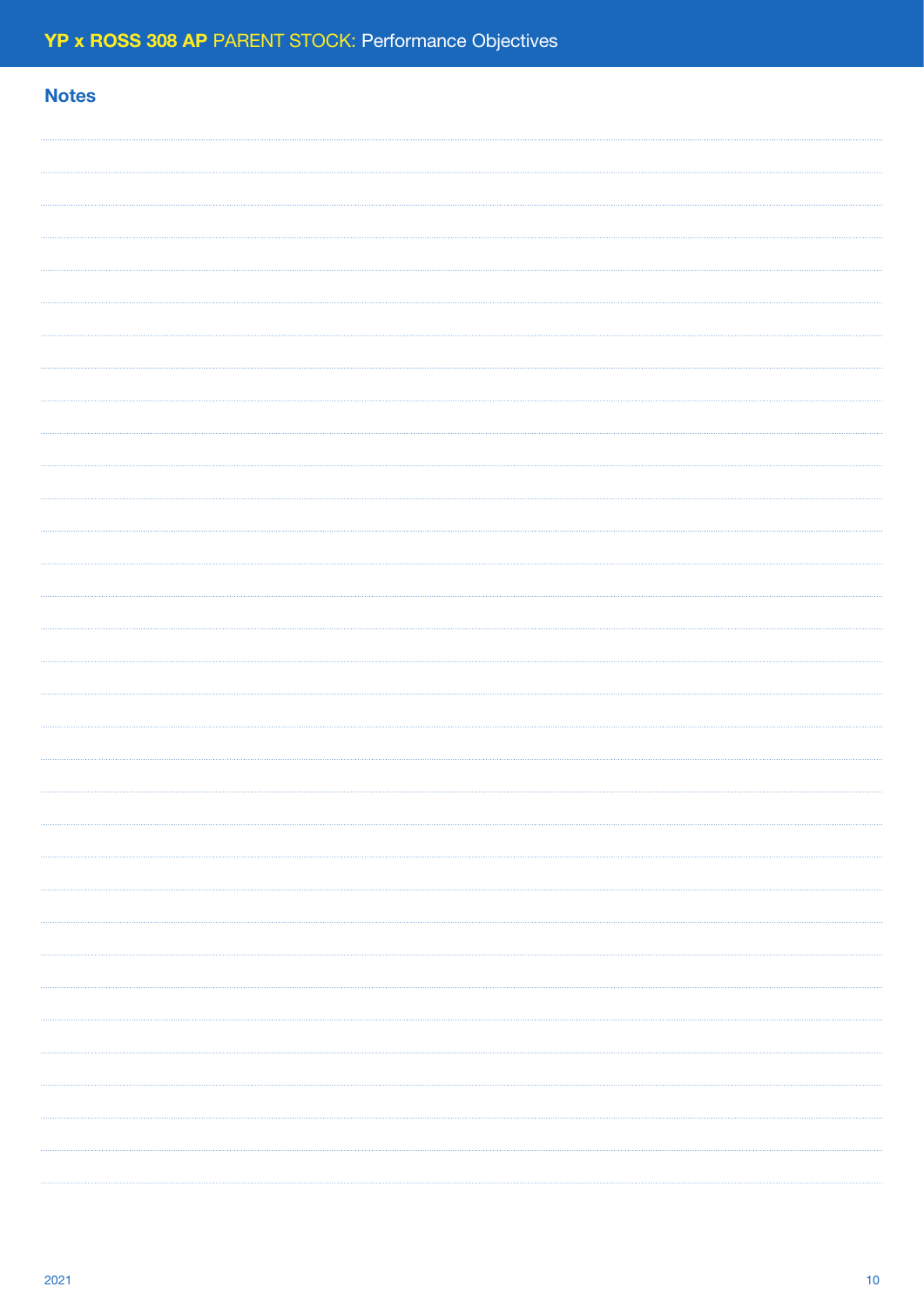## Notes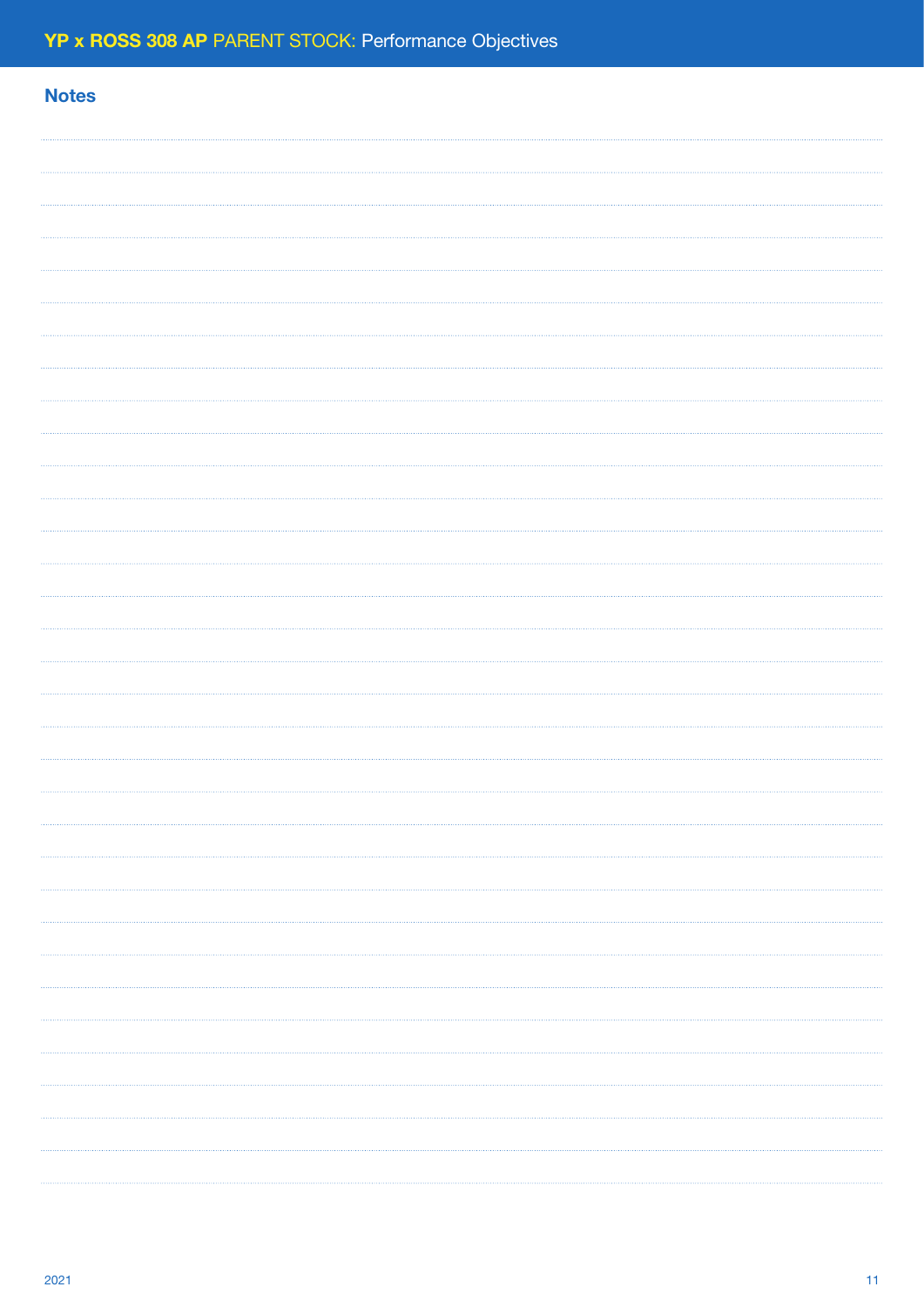## Notes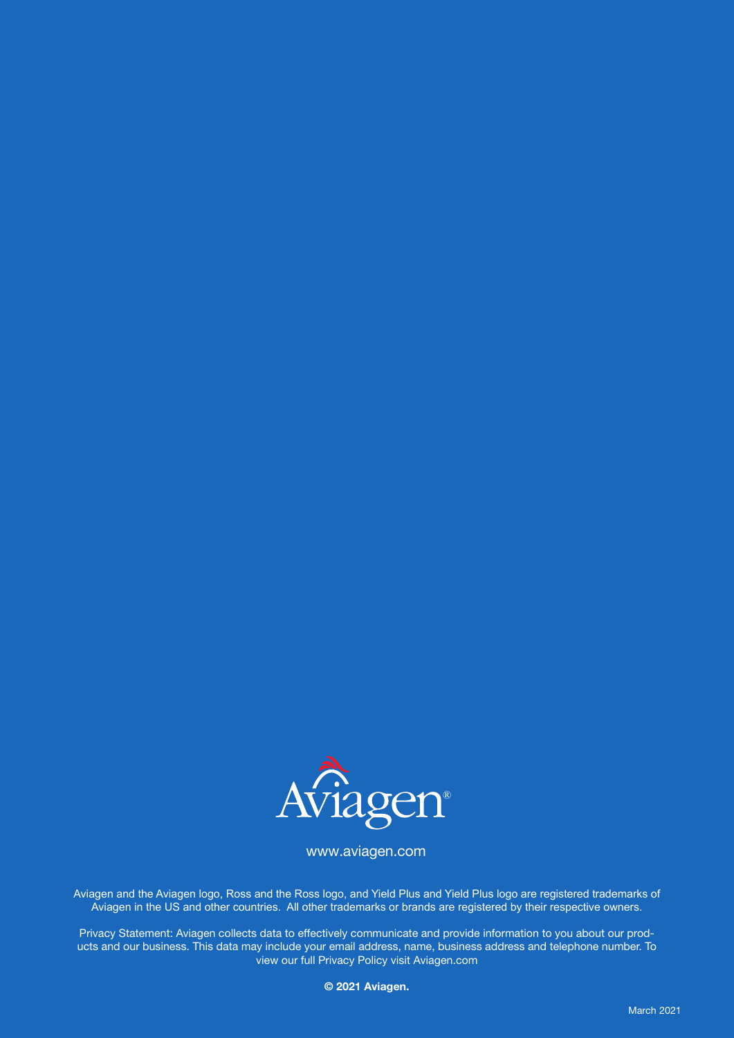Aviagen®

www.aviagen.com

Aviagen and the Aviagen logo, Ross and the Ross logo, and Yield Plus and Yield Plus logo are registered trademarks of Aviagen in the US and other countries. All other trademarks or brands are registered by their respective owners.

Privacy Statement: Aviagen collects data to effectively communicate and provide information to you about our products and our business. This data may include your email address, name, business address and telephone number. To view our full Privacy Policy visit Aviagen.com

**© 2021 Aviagen.**

March 2021